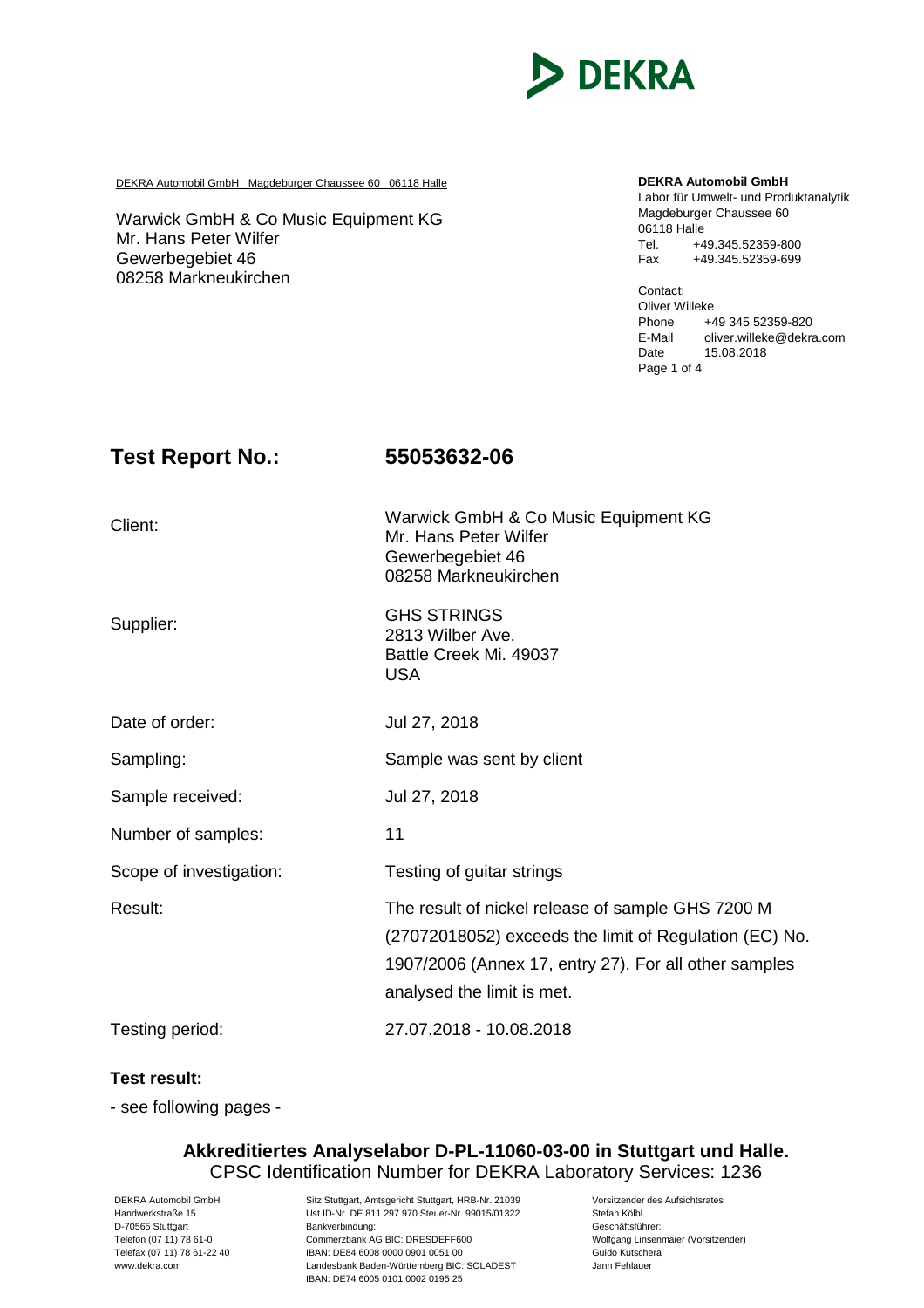DEKRA Automobil GmbH Magdeburger Chaussee 60 06118 Halle

Warwick GmbH & Co Music Equipment KG
Mr. Hans Peter Wilfer
Gewerbegebiet 46
08258 Markneukirchen

**DEKRA Automobil GmbH**
Labor für Umwelt- und Produktanalytik
Magdeburger Chaussee 60
06118 Halle
Tel. +49.345.52359-800
Fax +49.345.52359-699

Contact:
Oliver Willeke
Phone +49 345 52359-820
E-Mail oliver.willeke@dekra.com
Date 15.08.2018

# Test Report No.: 55053632-06

| | |
|---|---|
| Client: | Warwick GmbH & Co Music Equipment KG<br>Mr. Hans Peter Wilfer<br>Gewerbegebiet 46<br>08258 Markneukirchen |
| Supplier: | GHS STRINGS<br>2813 Wilber Ave.<br>Battle Creek Mi. 49037<br>USA |
| Date of order: | Jul 27, 2018 |
| Sampling: | Sample was sent by client |
| Sample received: | Jul 27, 2018 |
| Number of samples: | 11 |
| Scope of investigation: | Testing of guitar strings |
| Result: | The result of nickel release of sample GHS 7200 M (27072018052) exceeds the limit of Regulation (EC) No. 1907/2006 (Annex 17, entry 27). For all other samples analysed the limit is met. |
| Testing period: | 27.07.2018 - 10.08.2018 |

**Test result:**

- see following pages -

**Akkreditiertes Analyselabor D-PL-11060-03-00 in Stuttgart und Halle.**
CPSC Identification Number for DEKRA Laboratory Services: 1236

DEKRA Automobil GmbH
Handwerkstraße 15
D-70565 Stuttgart
Telefon (07 11) 78 61-0
Telefax (07 11) 78 61-22 40
www.dekra.com

Sitz Stuttgart, Amtsgericht Stuttgart, HRB-Nr. 21039
Ust.ID-Nr. DE 811 297 970 Steuer-Nr. 99015/01322
Bankverbindung:
Commerzbank AG BIC: DRESDEFF600
IBAN: DE84 6008 0000 0901 0051 00
Landesbank Baden-Württemberg BIC: SOLADEST
IBAN: DE74 6005 0101 0002 0195 25

Vorsitzender des Aufsichtsrates
Stefan Kölbl
Geschäftsführer:
Wolfgang Linsenmaier (Vorsitzender)
Guido Kutschera
Jann Fehlauer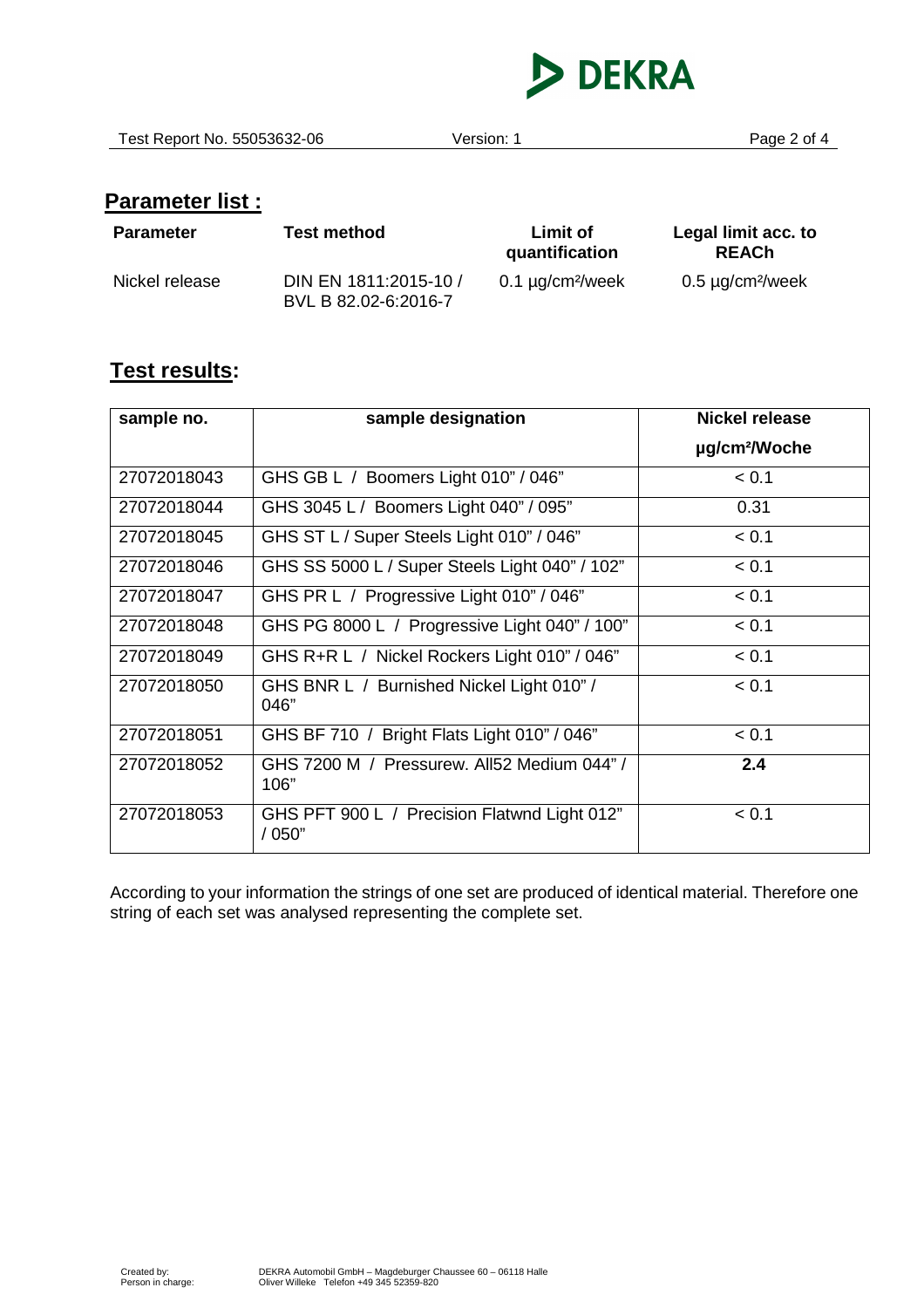## Parameter list :

| Parameter | Test method | Limit of quantification | Legal limit acc. to REACh |
|---|---|---|---|
| Nickel release | DIN EN 1811:2015-10 / BVL B 82.02-6:2016-7 | 0.1 µg/cm²/week | 0.5 µg/cm²/week |

## Test results:

| sample no. | sample designation | Nickel release µg/cm²/Woche |
|---|---|---|
| 27072018043 | GHS GB L / Boomers Light 010" / 046" | < 0.1 |
| 27072018044 | GHS 3045 L / Boomers Light 040" / 095" | 0.31 |
| 27072018045 | GHS ST L / Super Steels Light 010" / 046" | < 0.1 |
| 27072018046 | GHS SS 5000 L / Super Steels Light 040" / 102" | < 0.1 |
| 27072018047 | GHS PR L / Progressive Light 010" / 046" | < 0.1 |
| 27072018048 | GHS PG 8000 L / Progressive Light 040" / 100" | < 0.1 |
| 27072018049 | GHS R+R L / Nickel Rockers Light 010" / 046" | < 0.1 |
| 27072018050 | GHS BNR L / Burnished Nickel Light 010" / 046" | < 0.1 |
| 27072018051 | GHS BF 710 / Bright Flats Light 010" / 046" | < 0.1 |
| 27072018052 | GHS 7200 M / Pressurew. All52 Medium 044" / 106" | **2.4** |
| 27072018053 | GHS PFT 900 L / Precision Flatwnd Light 012" / 050" | < 0.1 |

According to your information the strings of one set are produced of identical material. Therefore one string of each set was analysed representing the complete set.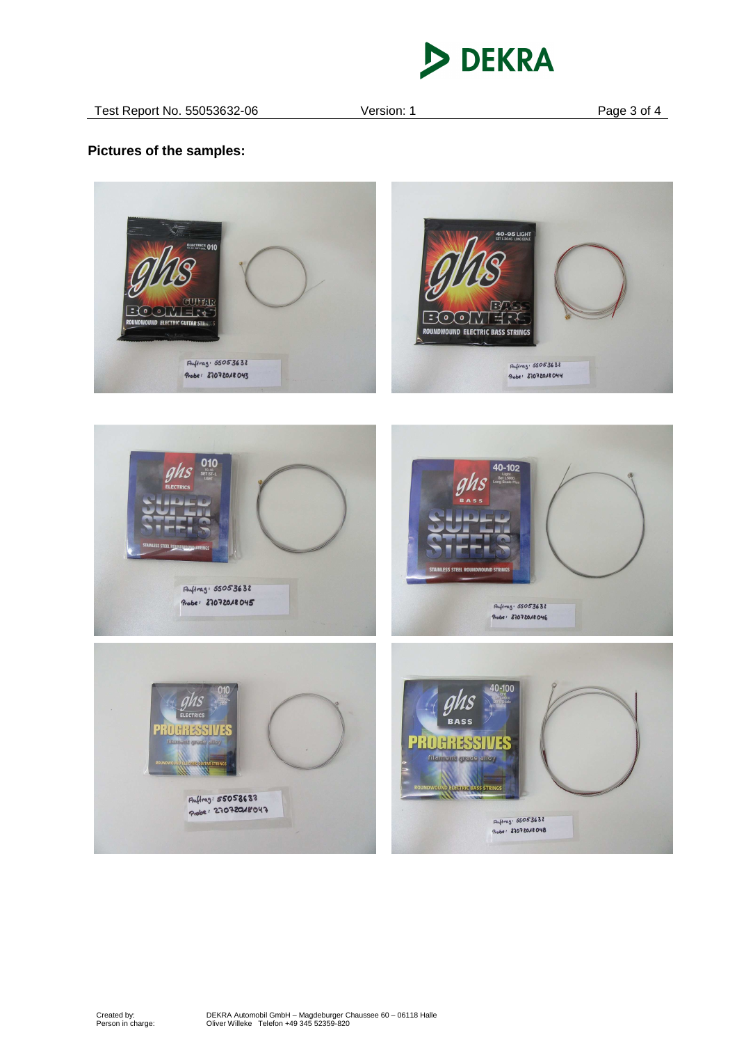**Pictures of the samples:**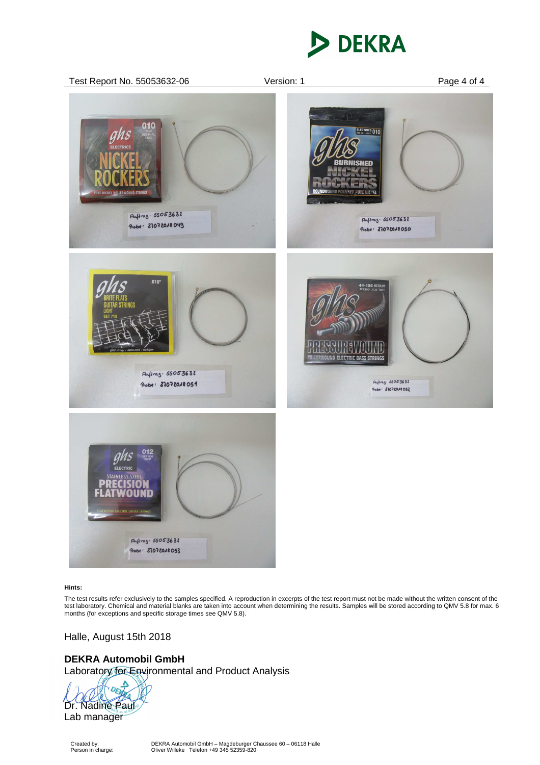**Hints:**

The test results refer exclusively to the samples specified. A reproduction in excerpts of the test report must not be made without the written consent of the test laboratory. Chemical and material blanks are taken into account when determining the results. Samples will be stored according to QMV 5.8 for max. 6 months (for exceptions and specific storage times see QMV 5.8).

Halle, August 15th 2018

**DEKRA Automobil GmbH**
Laboratory for Environmental and Product Analysis

Dr. Nadine Paul
Lab manager

Created by: DEKRA Automobil GmbH – Magdeburger Chaussee 60 – 06118 Halle
Person in charge: Oliver Willeke Telefon +49 345 52359-820